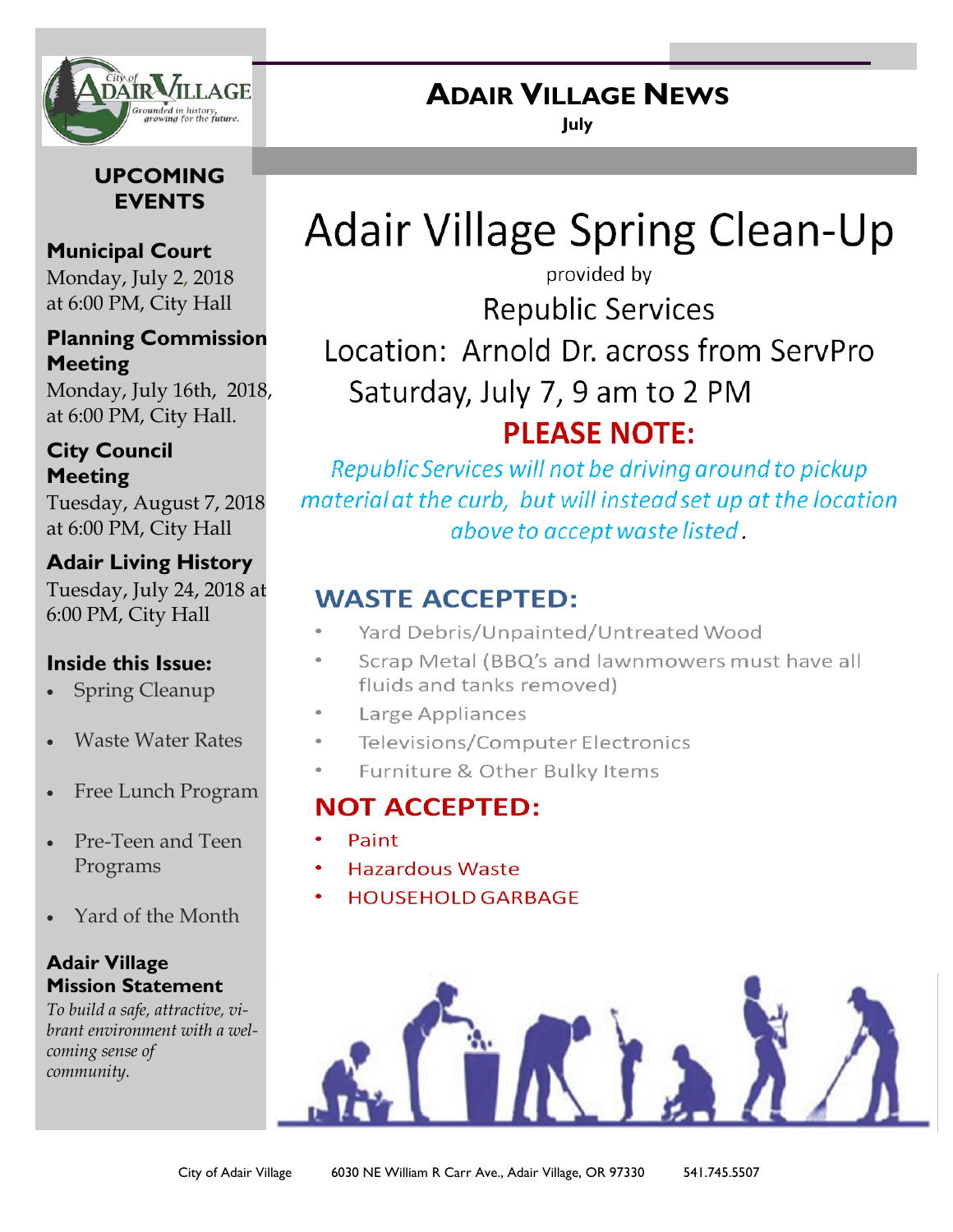# ADAIR VILLAGE NEWS

July

## UPCOMING EVENTS

**Municipal Court**
Monday, July 2, 2018 at 6:00 PM, City Hall

**Planning Commission Meeting**
Monday, July 16th, 2018, at 6:00 PM, City Hall.

**City Council Meeting**
Tuesday, August 7, 2018 at 6:00 PM, City Hall

**Adair Living History**
Tuesday, July 24, 2018 at 6:00 PM, City Hall

**Inside this Issue:**

- Spring Cleanup
- Waste Water Rates
- Free Lunch Program
- Pre-Teen and Teen Programs
- Yard of the Month

**Adair Village Mission Statement**

*To build a safe, attractive, vibrant environment with a welcoming sense of community.*

# Adair Village Spring Clean-Up

provided by

Republic Services

Location: Arnold Dr. across from ServPro

Saturday, July 7, 9 am to 2 PM

**PLEASE NOTE:**

*Republic Services will not be driving around to pickup material at the curb, but will instead set up at the location above to accept waste listed.*

## WASTE ACCEPTED:

- Yard Debris/Unpainted/Untreated Wood
- Scrap Metal (BBQ's and lawnmowers must have all fluids and tanks removed)
- Large Appliances
- Televisions/Computer Electronics
- Furniture & Other Bulky Items

## NOT ACCEPTED:

- Paint
- Hazardous Waste
- HOUSEHOLD GARBAGE

City of Adair Village 6030 NE William R Carr Ave., Adair Village, OR 97330 541.745.5507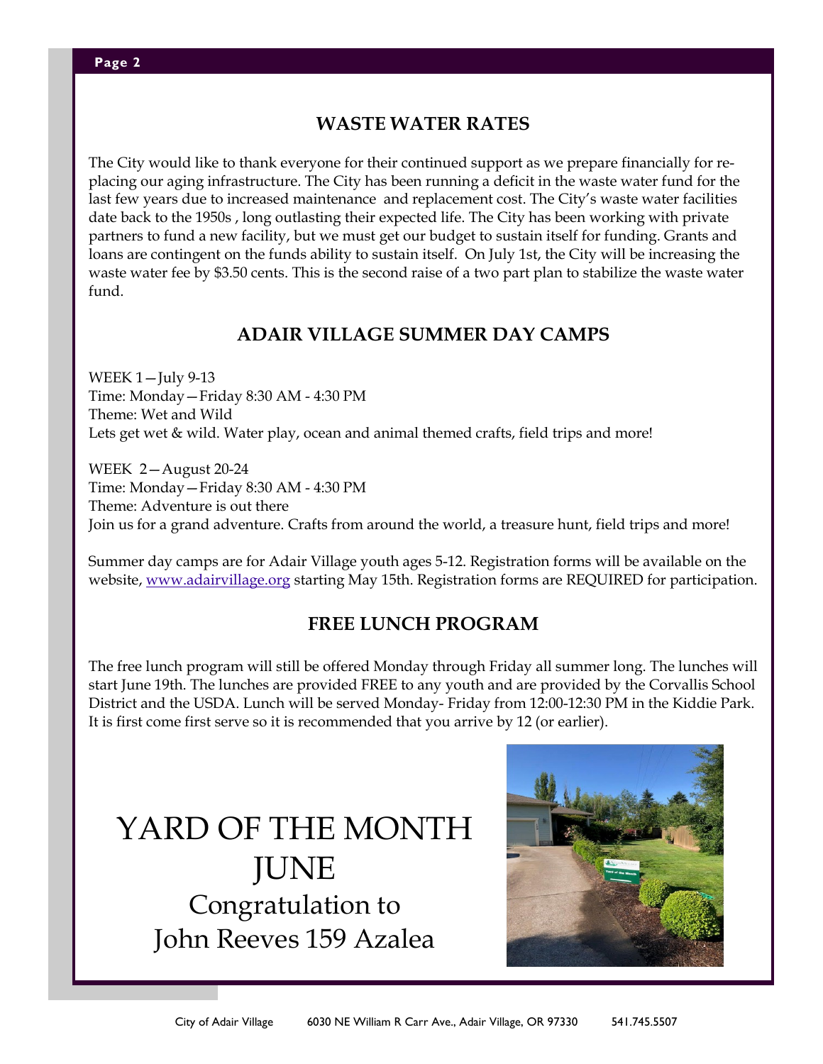## WASTE WATER RATES

The City would like to thank everyone for their continued support as we prepare financially for replacing our aging infrastructure. The City has been running a deficit in the waste water fund for the last few years due to increased maintenance and replacement cost. The City's waste water facilities date back to the 1950s , long outlasting their expected life. The City has been working with private partners to fund a new facility, but we must get our budget to sustain itself for funding. Grants and loans are contingent on the funds ability to sustain itself. On July 1st, the City will be increasing the waste water fee by $3.50 cents. This is the second raise of a two part plan to stabilize the waste water fund.

## ADAIR VILLAGE SUMMER DAY CAMPS

WEEK 1—July 9-13
Time: Monday—Friday 8:30 AM - 4:30 PM
Theme: Wet and Wild
Lets get wet & wild. Water play, ocean and animal themed crafts, field trips and more!

WEEK 2—August 20-24
Time: Monday—Friday 8:30 AM - 4:30 PM
Theme: Adventure is out there
Join us for a grand adventure. Crafts from around the world, a treasure hunt, field trips and more!

Summer day camps are for Adair Village youth ages 5-12. Registration forms will be available on the website, www.adairvillage.org starting May 15th. Registration forms are REQUIRED for participation.

## FREE LUNCH PROGRAM

The free lunch program will still be offered Monday through Friday all summer long. The lunches will start June 19th. The lunches are provided FREE to any youth and are provided by the Corvallis School District and the USDA. Lunch will be served Monday- Friday from 12:00-12:30 PM in the Kiddie Park. It is first come first serve so it is recommended that you arrive by 12 (or earlier).

## YARD OF THE MONTH JUNE

Congratulation to
John Reeves 159 Azalea

City of Adair Village 6030 NE William R Carr Ave., Adair Village, OR 97330 541.745.5507